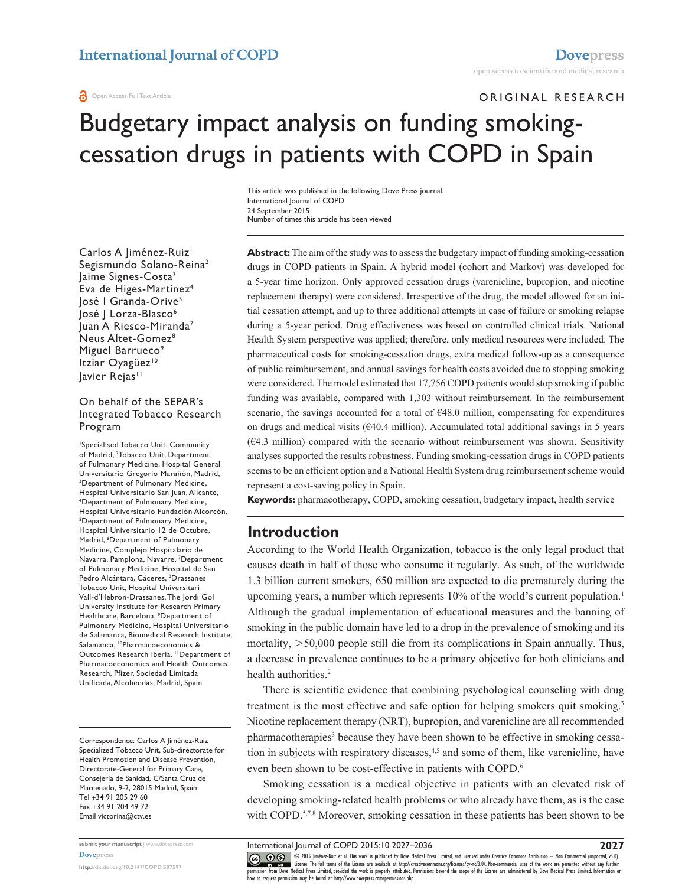# Budgetary impact analysis on funding smoking-cessation drugs in patients with COPD in Spain

ORIGINAL RESEARCH

This article was published in the following Dove Press journal:
International Journal of COPD
24 September 2015
Number of times this article has been viewed

Carlos A Jiménez-Ruiz[1]
Segismundo Solano-Reina[2]
Jaime Signes-Costa[3]
Eva de Higes-Martinez[4]
José I Granda-Orive[5]
José J Lorza-Blasco[6]
Juan A Riesco-Miranda[7]
Neus Altet-Gomez[8]
Miguel Barrueco[9]
Itziar Oyagüez[10]
Javier Rejas[11]

On behalf of the SEPAR's Integrated Tobacco Research Program

[1]Specialised Tobacco Unit, Community of Madrid, [2]Tobacco Unit, Department of Pulmonary Medicine, Hospital General Universitario Gregorio Marañón, Madrid, [3]Department of Pulmonary Medicine, Hospital Universitario San Juan, Alicante, [4]Department of Pulmonary Medicine, Hospital Universitario Fundación Alcorcón, [5]Department of Pulmonary Medicine, Hospital Universitario 12 de Octubre, Madrid, [6]Department of Pulmonary Medicine, Complejo Hospitalario de Navarra, Pamplona, Navarre, [7]Department of Pulmonary Medicine, Hospital de San Pedro Alcántara, Cáceres, [8]Drassanes Tobacco Unit, Hospital Universitari Vall-d'Hebron-Drassanes, The Jordi Gol University Institute for Research Primary Healthcare, Barcelona, [9]Department of Pulmonary Medicine, Hospital Universitario de Salamanca, Biomedical Research Institute, Salamanca, [10]Pharmacoeconomics & Outcomes Research Iberia, [11]Department of Pharmacoeconomics and Health Outcomes Research, Pfizer, Sociedad Limitada Unificada, Alcobendas, Madrid, Spain

Correspondence: Carlos A Jiménez-Ruiz
Specialized Tobacco Unit, Sub-directorate for Health Promotion and Disease Prevention, Directorate-General for Primary Care, Consejería de Sanidad, C/Santa Cruz de Marcenado, 9-2, 28015 Madrid, Spain
Tel +34 91 205 29 60
Fax +34 91 204 49 72
Email victorina@ctv.es

**Abstract:** The aim of the study was to assess the budgetary impact of funding smoking-cessation drugs in COPD patients in Spain. A hybrid model (cohort and Markov) was developed for a 5-year time horizon. Only approved cessation drugs (varenicline, bupropion, and nicotine replacement therapy) were considered. Irrespective of the drug, the model allowed for an initial cessation attempt, and up to three additional attempts in case of failure or smoking relapse during a 5-year period. Drug effectiveness was based on controlled clinical trials. National Health System perspective was applied; therefore, only medical resources were included. The pharmaceutical costs for smoking-cessation drugs, extra medical follow-up as a consequence of public reimbursement, and annual savings for health costs avoided due to stopping smoking were considered. The model estimated that 17,756 COPD patients would stop smoking if public funding was available, compared with 1,303 without reimbursement. In the reimbursement scenario, the savings accounted for a total of €48.0 million, compensating for expenditures on drugs and medical visits (€40.4 million). Accumulated total additional savings in 5 years (€4.3 million) compared with the scenario without reimbursement was shown. Sensitivity analyses supported the results robustness. Funding smoking-cessation drugs in COPD patients seems to be an efficient option and a National Health System drug reimbursement scheme would represent a cost-saving policy in Spain.

**Keywords:** pharmacotherapy, COPD, smoking cessation, budgetary impact, health service

## Introduction

According to the World Health Organization, tobacco is the only legal product that causes death in half of those who consume it regularly. As such, of the worldwide 1.3 billion current smokers, 650 million are expected to die prematurely during the upcoming years, a number which represents 10% of the world's current population.[1] Although the gradual implementation of educational measures and the banning of smoking in the public domain have led to a drop in the prevalence of smoking and its mortality, >50,000 people still die from its complications in Spain annually. Thus, a decrease in prevalence continues to be a primary objective for both clinicians and health authorities.[2]

There is scientific evidence that combining psychological counseling with drug treatment is the most effective and safe option for helping smokers quit smoking.[3] Nicotine replacement therapy (NRT), bupropion, and varenicline are all recommended pharmacotherapies[3] because they have been shown to be effective in smoking cessation in subjects with respiratory diseases,[4,5] and some of them, like varenicline, have even been shown to be cost-effective in patients with COPD.[6]

Smoking cessation is a medical objective in patients with an elevated risk of developing smoking-related health problems or who already have them, as is the case with COPD.[5,7,8] Moreover, smoking cessation in these patients has been shown to be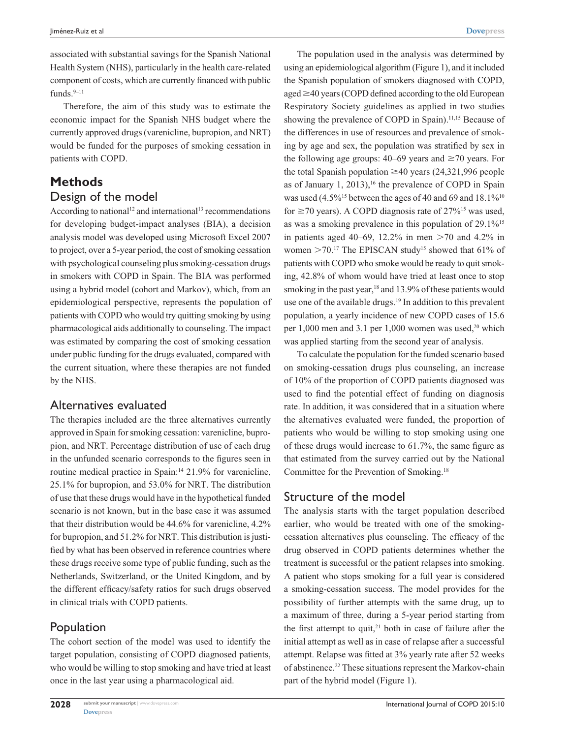associated with substantial savings for the Spanish National Health System (NHS), particularly in the health care-related component of costs, which are currently financed with public funds.[9–11]

Therefore, the aim of this study was to estimate the economic impact for the Spanish NHS budget where the currently approved drugs (varenicline, bupropion, and NRT) would be funded for the purposes of smoking cessation in patients with COPD.

# Methods

## Design of the model

According to national[12] and international[13] recommendations for developing budget-impact analyses (BIA), a decision analysis model was developed using Microsoft Excel 2007 to project, over a 5-year period, the cost of smoking cessation with psychological counseling plus smoking-cessation drugs in smokers with COPD in Spain. The BIA was performed using a hybrid model (cohort and Markov), which, from an epidemiological perspective, represents the population of patients with COPD who would try quitting smoking by using pharmacological aids additionally to counseling. The impact was estimated by comparing the cost of smoking cessation under public funding for the drugs evaluated, compared with the current situation, where these therapies are not funded by the NHS.

## Alternatives evaluated

The therapies included are the three alternatives currently approved in Spain for smoking cessation: varenicline, bupropion, and NRT. Percentage distribution of use of each drug in the unfunded scenario corresponds to the figures seen in routine medical practice in Spain:[14] 21.9% for varenicline, 25.1% for bupropion, and 53.0% for NRT. The distribution of use that these drugs would have in the hypothetical funded scenario is not known, but in the base case it was assumed that their distribution would be 44.6% for varenicline, 4.2% for bupropion, and 51.2% for NRT. This distribution is justified by what has been observed in reference countries where these drugs receive some type of public funding, such as the Netherlands, Switzerland, or the United Kingdom, and by the different efficacy/safety ratios for such drugs observed in clinical trials with COPD patients.

## Population

The cohort section of the model was used to identify the target population, consisting of COPD diagnosed patients, who would be willing to stop smoking and have tried at least once in the last year using a pharmacological aid.

The population used in the analysis was determined by using an epidemiological algorithm (Figure 1), and it included the Spanish population of smokers diagnosed with COPD, aged ≥40 years (COPD defined according to the old European Respiratory Society guidelines as applied in two studies showing the prevalence of COPD in Spain).[11,15] Because of the differences in use of resources and prevalence of smoking by age and sex, the population was stratified by sex in the following age groups: 40–69 years and ≥70 years. For the total Spanish population ≥40 years (24,321,996 people as of January 1, 2013),[16] the prevalence of COPD in Spain was used (4.5%[15] between the ages of 40 and 69 and 18.1%[10] for ≥70 years). A COPD diagnosis rate of 27%[15] was used, as was a smoking prevalence in this population of 29.1%[15] in patients aged 40–69, 12.2% in men >70 and 4.2% in women >70.[17] The EPISCAN study[15] showed that 61% of patients with COPD who smoke would be ready to quit smoking, 42.8% of whom would have tried at least once to stop smoking in the past year,[18] and 13.9% of these patients would use one of the available drugs.[19] In addition to this prevalent population, a yearly incidence of new COPD cases of 15.6 per 1,000 men and 3.1 per 1,000 women was used,[20] which was applied starting from the second year of analysis.

To calculate the population for the funded scenario based on smoking-cessation drugs plus counseling, an increase of 10% of the proportion of COPD patients diagnosed was used to find the potential effect of funding on diagnosis rate. In addition, it was considered that in a situation where the alternatives evaluated were funded, the proportion of patients who would be willing to stop smoking using one of these drugs would increase to 61.7%, the same figure as that estimated from the survey carried out by the National Committee for the Prevention of Smoking.[18]

## Structure of the model

The analysis starts with the target population described earlier, who would be treated with one of the smoking-cessation alternatives plus counseling. The efficacy of the drug observed in COPD patients determines whether the treatment is successful or the patient relapses into smoking. A patient who stops smoking for a full year is considered a smoking-cessation success. The model provides for the possibility of further attempts with the same drug, up to a maximum of three, during a 5-year period starting from the first attempt to quit,[21] both in case of failure after the initial attempt as well as in case of relapse after a successful attempt. Relapse was fitted at 3% yearly rate after 52 weeks of abstinence.[22] These situations represent the Markov-chain part of the hybrid model (Figure 1).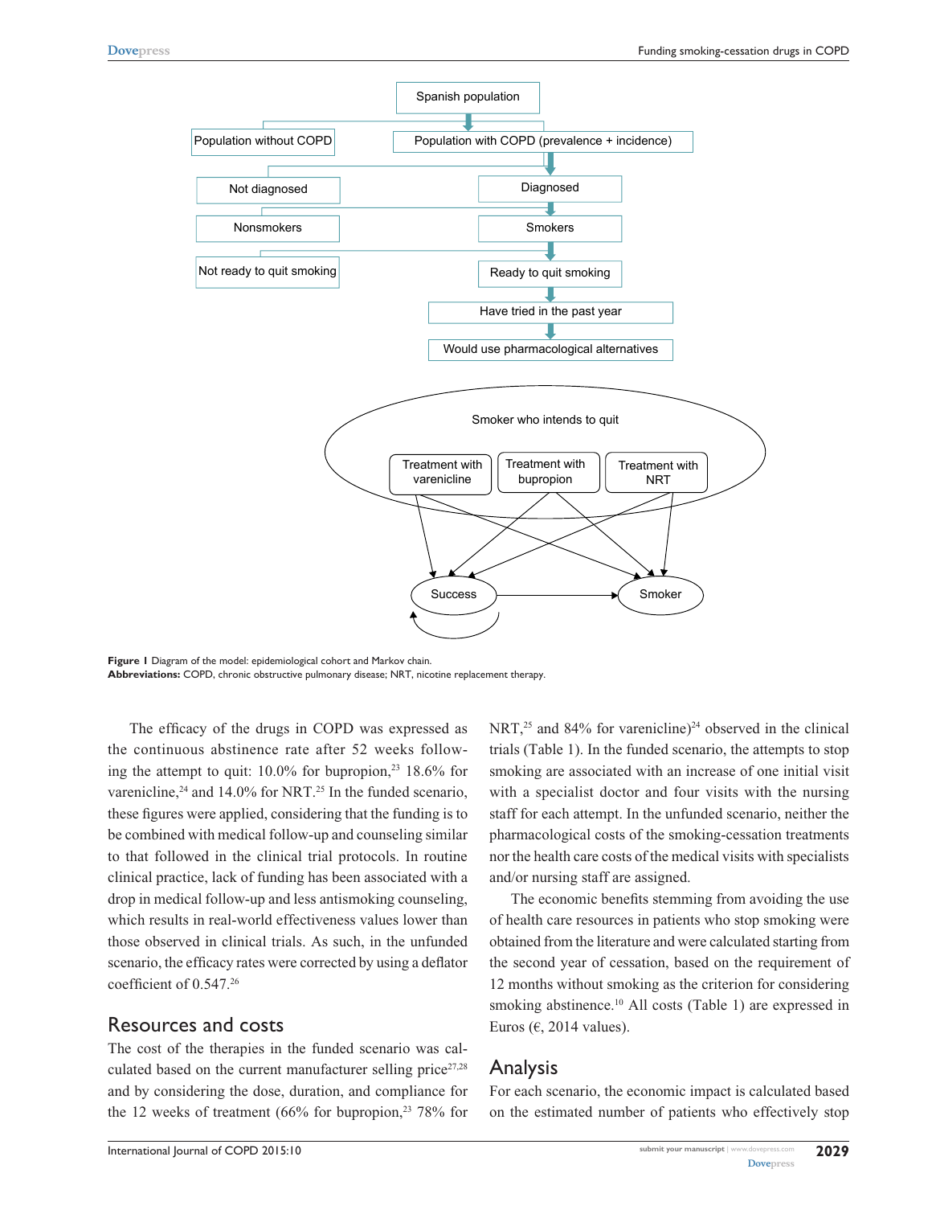Figure 1 Diagram of the model: epidemiological cohort and Markov chain.

**Abbreviations:** COPD, chronic obstructive pulmonary disease; NRT, nicotine replacement therapy.

The efficacy of the drugs in COPD was expressed as the continuous abstinence rate after 52 weeks following the attempt to quit: 10.0% for bupropion,[23] 18.6% for varenicline,[24] and 14.0% for NRT.[25] In the funded scenario, these figures were applied, considering that the funding is to be combined with medical follow-up and counseling similar to that followed in the clinical trial protocols. In routine clinical practice, lack of funding has been associated with a drop in medical follow-up and less antismoking counseling, which results in real-world effectiveness values lower than those observed in clinical trials. As such, in the unfunded scenario, the efficacy rates were corrected by using a deflator coefficient of 0.547.[26]

## Resources and costs

The cost of the therapies in the funded scenario was calculated based on the current manufacturer selling price[27,28] and by considering the dose, duration, and compliance for the 12 weeks of treatment (66% for bupropion,[23] 78% for NRT,[25] and 84% for varenicline)[24] observed in the clinical trials (Table 1). In the funded scenario, the attempts to stop smoking are associated with an increase of one initial visit with a specialist doctor and four visits with the nursing staff for each attempt. In the unfunded scenario, neither the pharmacological costs of the smoking-cessation treatments nor the health care costs of the medical visits with specialists and/or nursing staff are assigned.

The economic benefits stemming from avoiding the use of health care resources in patients who stop smoking were obtained from the literature and were calculated starting from the second year of cessation, based on the requirement of 12 months without smoking as the criterion for considering smoking abstinence.[10] All costs (Table 1) are expressed in Euros (€, 2014 values).

## Analysis

For each scenario, the economic impact is calculated based on the estimated number of patients who effectively stop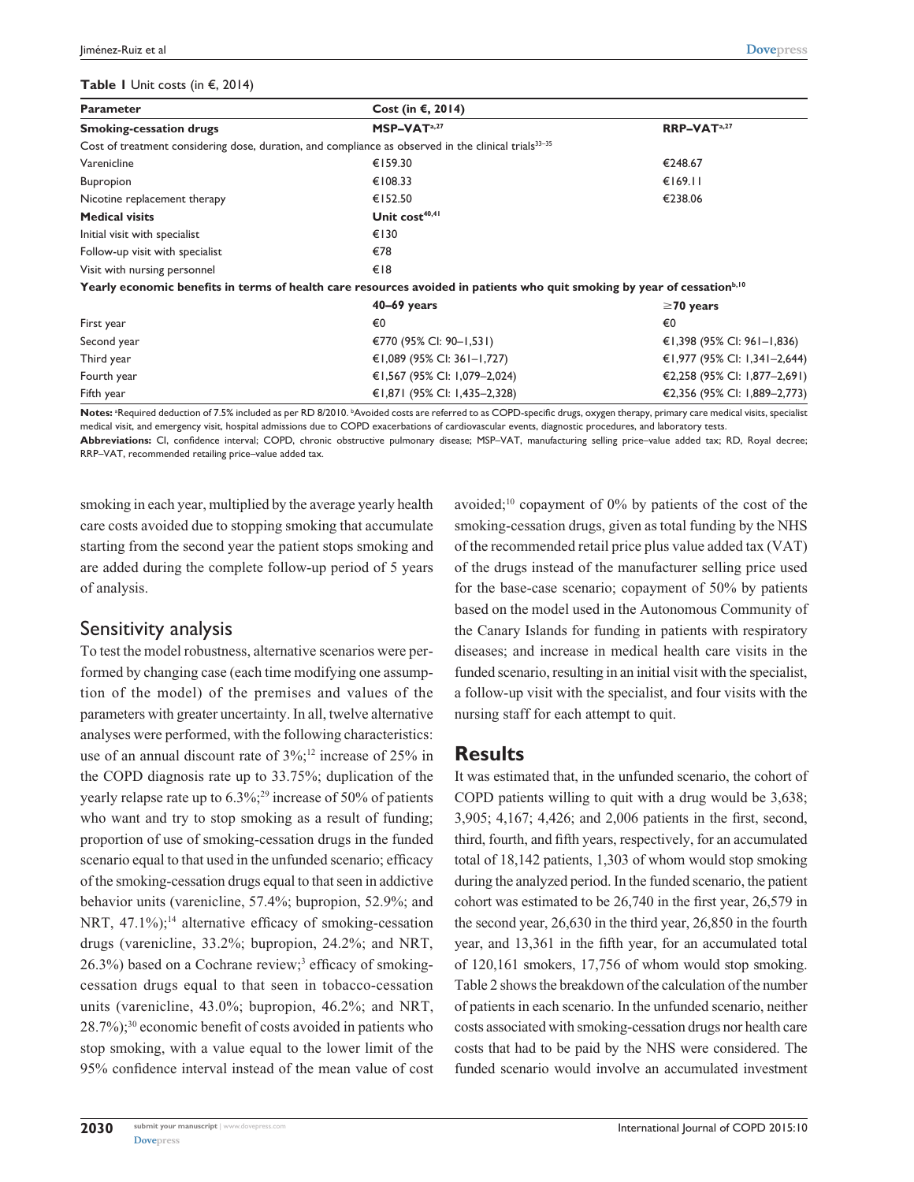**Table 1** Unit costs (in €, 2014)

| Parameter | Cost (in €, 2014) | |
|---|---|---|
| **Smoking-cessation drugs** | **MSP–VAT**[a,27] | **RRP–VAT**[a,27] |
| Cost of treatment considering dose, duration, and compliance as observed in the clinical trials[33–35] | | |
| Varenicline | €159.30 | €248.67 |
| Bupropion | €108.33 | €169.11 |
| Nicotine replacement therapy | €152.50 | €238.06 |
| **Medical visits** | **Unit cost**[40,41] | |
| Initial visit with specialist | €130 | |
| Follow-up visit with specialist | €78 | |
| Visit with nursing personnel | €18 | |
| **Yearly economic benefits in terms of health care resources avoided in patients who quit smoking by year of cessation**[b,10] | | |
| | **40–69 years** | **≥70 years** |
| First year | €0 | €0 |
| Second year | €770 (95% CI: 90–1,531) | €1,398 (95% CI: 961–1,836) |
| Third year | €1,089 (95% CI: 361–1,727) | €1,977 (95% CI: 1,341–2,644) |
| Fourth year | €1,567 (95% CI: 1,079–2,024) | €2,258 (95% CI: 1,877–2,691) |
| Fifth year | €1,871 (95% CI: 1,435–2,328) | €2,356 (95% CI: 1,889–2,773) |

**Notes:** [a]Required deduction of 7.5% included as per RD 8/2010. [b]Avoided costs are referred to as COPD-specific drugs, oxygen therapy, primary care medical visits, specialist medical visit, and emergency visit, hospital admissions due to COPD exacerbations of cardiovascular events, diagnostic procedures, and laboratory tests.
**Abbreviations:** CI, confidence interval; COPD, chronic obstructive pulmonary disease; MSP–VAT, manufacturing selling price–value added tax; RD, Royal decree; RRP–VAT, recommended retailing price–value added tax.

smoking in each year, multiplied by the average yearly health care costs avoided due to stopping smoking that accumulate starting from the second year the patient stops smoking and are added during the complete follow-up period of 5 years of analysis.

## Sensitivity analysis

To test the model robustness, alternative scenarios were performed by changing case (each time modifying one assumption of the model) of the premises and values of the parameters with greater uncertainty. In all, twelve alternative analyses were performed, with the following characteristics: use of an annual discount rate of 3%;[12] increase of 25% in the COPD diagnosis rate up to 33.75%; duplication of the yearly relapse rate up to 6.3%;[29] increase of 50% of patients who want and try to stop smoking as a result of funding; proportion of use of smoking-cessation drugs in the funded scenario equal to that used in the unfunded scenario; efficacy of the smoking-cessation drugs equal to that seen in addictive behavior units (varenicline, 57.4%; bupropion, 52.9%; and NRT, 47.1%);[14] alternative efficacy of smoking-cessation drugs (varenicline, 33.2%; bupropion, 24.2%; and NRT, 26.3%) based on a Cochrane review;[3] efficacy of smoking-cessation drugs equal to that seen in tobacco-cessation units (varenicline, 43.0%; bupropion, 46.2%; and NRT, 28.7%);[30] economic benefit of costs avoided in patients who stop smoking, with a value equal to the lower limit of the 95% confidence interval instead of the mean value of cost avoided;[10] copayment of 0% by patients of the cost of the smoking-cessation drugs, given as total funding by the NHS of the recommended retail price plus value added tax (VAT) of the drugs instead of the manufacturer selling price used for the base-case scenario; copayment of 50% by patients based on the model used in the Autonomous Community of the Canary Islands for funding in patients with respiratory diseases; and increase in medical health care visits in the funded scenario, resulting in an initial visit with the specialist, a follow-up visit with the specialist, and four visits with the nursing staff for each attempt to quit.

# Results

It was estimated that, in the unfunded scenario, the cohort of COPD patients willing to quit with a drug would be 3,638; 3,905; 4,167; 4,426; and 2,006 patients in the first, second, third, fourth, and fifth years, respectively, for an accumulated total of 18,142 patients, 1,303 of whom would stop smoking during the analyzed period. In the funded scenario, the patient cohort was estimated to be 26,740 in the first year, 26,579 in the second year, 26,630 in the third year, 26,850 in the fourth year, and 13,361 in the fifth year, for an accumulated total of 120,161 smokers, 17,756 of whom would stop smoking. Table 2 shows the breakdown of the calculation of the number of patients in each scenario. In the unfunded scenario, neither costs associated with smoking-cessation drugs nor health care costs that had to be paid by the NHS were considered. The funded scenario would involve an accumulated investment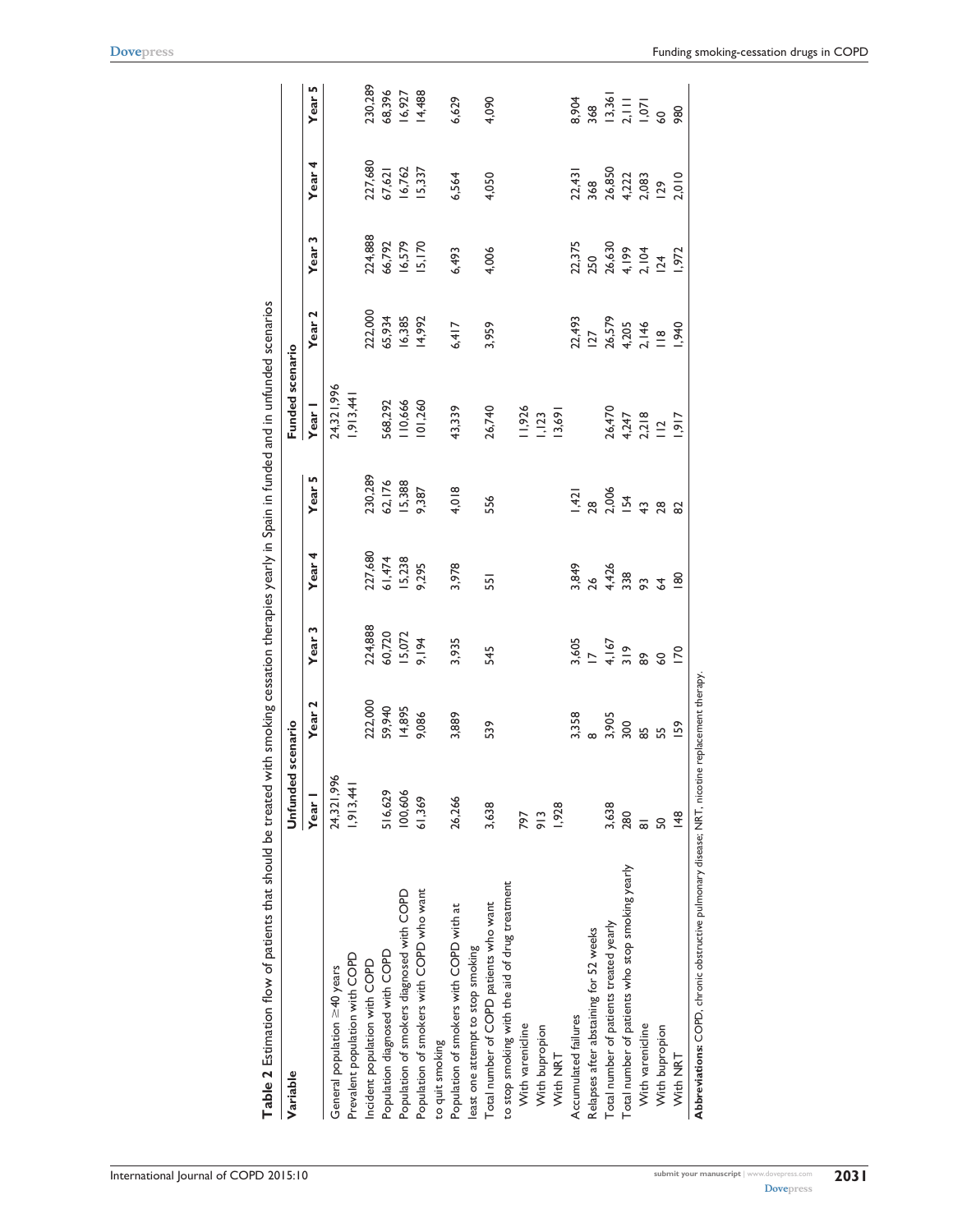**Table 2** Estimation flow of patients that should be treated with smoking cessation therapies yearly in Spain in funded and in unfunded scenarios

| Variable | Unfunded scenario | | | | | Funded scenario | | | | |
|---|---|---|---|---|---|---|---|---|---|---|
| | Year 1 | Year 2 | Year 3 | Year 4 | Year 5 | Year 1 | Year 2 | Year 3 | Year 4 | Year 5 |
| General population ≥40 years | 24,321,996 | | | | | 24,321,996 | | | | |
| Prevalent population with COPD | 1,913,441 | | | | | 1,913,441 | | | | |
| Incident population with COPD | | 222,000 | 224,888 | 227,680 | 230,289 | | 222,000 | 224,888 | 227,680 | 230,289 |
| Population diagnosed with COPD | 516,629 | 59,940 | 60,720 | 61,474 | 62,176 | 568,292 | 65,934 | 66,792 | 67,621 | 68,396 |
| Population of smokers diagnosed with COPD | 100,606 | 14,895 | 15,072 | 15,238 | 15,388 | 110,666 | 16,385 | 16,579 | 16,762 | 16,927 |
| Population of smokers with COPD who want to quit smoking | 61,369 | 9,086 | 9,194 | 9,295 | 9,387 | 101,260 | 14,992 | 15,170 | 15,337 | 14,488 |
| Population of smokers with COPD with at least one attempt to stop smoking | 26,266 | 3,889 | 3,935 | 3,978 | 4,018 | 43,339 | 6,417 | 6,493 | 6,564 | 6,629 |
| Total number of COPD patients who want to stop smoking with the aid of drug treatment | 3,638 | 539 | 545 | 551 | 556 | 26,740 | 3,959 | 4,006 | 4,050 | 4,090 |
| With varenicline | 797 | | | | | 11,926 | | | | |
| With bupropion | 913 | | | | | 1,123 | | | | |
| With NRT | 1,928 | | | | | 13,691 | | | | |
| Accumulated failures | | 3,358 | 3,605 | 3,849 | 1,421 | | 22,493 | 22,375 | 22,431 | 8,904 |
| Relapses after abstaining for 52 weeks | | 8 | 17 | 26 | 28 | | 127 | 250 | 368 | 368 |
| Total number of patients treated yearly | 3,638 | 3,905 | 4,167 | 4,426 | 2,006 | 26,470 | 26,579 | 26,630 | 26,850 | 13,361 |
| Total number of patients who stop smoking yearly | 280 | 300 | 319 | 338 | 154 | 4,247 | 4,205 | 4,199 | 4,222 | 2,111 |
| With varenicline | 81 | 85 | 89 | 93 | 43 | 2,218 | 2,146 | 2,104 | 2,083 | 1,071 |
| With bupropion | 50 | 55 | 60 | 64 | 28 | 112 | 118 | 124 | 129 | 60 |
| With NRT | 148 | 159 | 170 | 180 | 82 | 1,917 | 1,940 | 1,972 | 2,010 | 980 |

**Abbreviations:** COPD, chronic obstructive pulmonary disease; NRT, nicotine replacement therapy.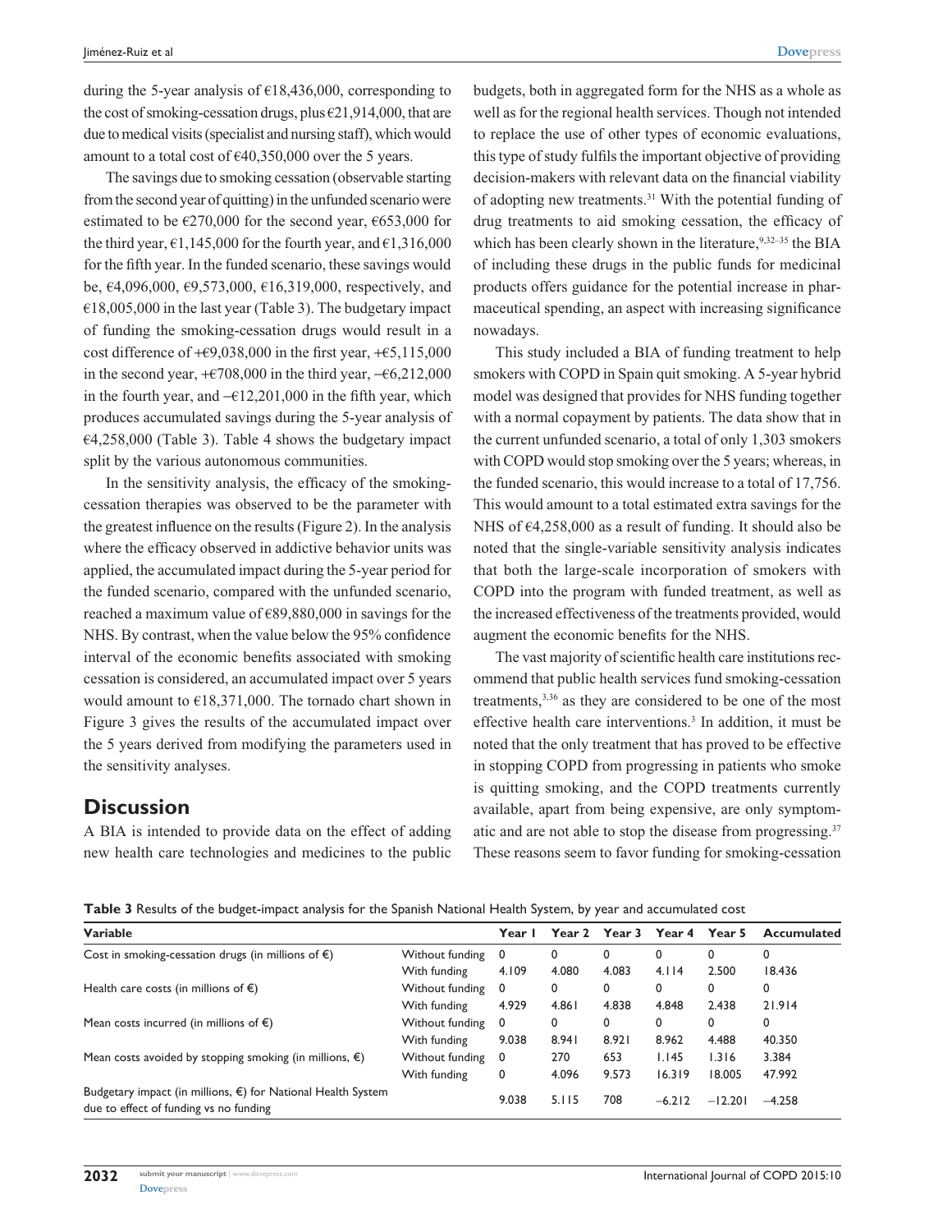during the 5-year analysis of €18,436,000, corresponding to the cost of smoking-cessation drugs, plus €21,914,000, that are due to medical visits (specialist and nursing staff), which would amount to a total cost of €40,350,000 over the 5 years.

The savings due to smoking cessation (observable starting from the second year of quitting) in the unfunded scenario were estimated to be €270,000 for the second year, €653,000 for the third year, €1,145,000 for the fourth year, and €1,316,000 for the fifth year. In the funded scenario, these savings would be, €4,096,000, €9,573,000, €16,319,000, respectively, and €18,005,000 in the last year (Table 3). The budgetary impact of funding the smoking-cessation drugs would result in a cost difference of +€9,038,000 in the first year, +€5,115,000 in the second year, +€708,000 in the third year, –€6,212,000 in the fourth year, and –€12,201,000 in the fifth year, which produces accumulated savings during the 5-year analysis of €4,258,000 (Table 3). Table 4 shows the budgetary impact split by the various autonomous communities.

In the sensitivity analysis, the efficacy of the smoking-cessation therapies was observed to be the parameter with the greatest influence on the results (Figure 2). In the analysis where the efficacy observed in addictive behavior units was applied, the accumulated impact during the 5-year period for the funded scenario, compared with the unfunded scenario, reached a maximum value of €89,880,000 in savings for the NHS. By contrast, when the value below the 95% confidence interval of the economic benefits associated with smoking cessation is considered, an accumulated impact over 5 years would amount to €18,371,000. The tornado chart shown in Figure 3 gives the results of the accumulated impact over the 5 years derived from modifying the parameters used in the sensitivity analyses.

## Discussion

A BIA is intended to provide data on the effect of adding new health care technologies and medicines to the public budgets, both in aggregated form for the NHS as a whole as well as for the regional health services. Though not intended to replace the use of other types of economic evaluations, this type of study fulfils the important objective of providing decision-makers with relevant data on the financial viability of adopting new treatments.[31] With the potential funding of drug treatments to aid smoking cessation, the efficacy of which has been clearly shown in the literature,[9,32–35] the BIA of including these drugs in the public funds for medicinal products offers guidance for the potential increase in pharmaceutical spending, an aspect with increasing significance nowadays.

This study included a BIA of funding treatment to help smokers with COPD in Spain quit smoking. A 5-year hybrid model was designed that provides for NHS funding together with a normal copayment by patients. The data show that in the current unfunded scenario, a total of only 1,303 smokers with COPD would stop smoking over the 5 years; whereas, in the funded scenario, this would increase to a total of 17,756. This would amount to a total estimated extra savings for the NHS of €4,258,000 as a result of funding. It should also be noted that the single-variable sensitivity analysis indicates that both the large-scale incorporation of smokers with COPD into the program with funded treatment, as well as the increased effectiveness of the treatments provided, would augment the economic benefits for the NHS.

The vast majority of scientific health care institutions recommend that public health services fund smoking-cessation treatments,[3,36] as they are considered to be one of the most effective health care interventions.[3] In addition, it must be noted that the only treatment that has proved to be effective in stopping COPD from progressing in patients who smoke is quitting smoking, and the COPD treatments currently available, apart from being expensive, are only symptomatic and are not able to stop the disease from progressing.[37] These reasons seem to favor funding for smoking-cessation

**Table 3** Results of the budget-impact analysis for the Spanish National Health System, by year and accumulated cost

| Variable | | Year 1 | Year 2 | Year 3 | Year 4 | Year 5 | Accumulated |
|---|---|---|---|---|---|---|---|
| Cost in smoking-cessation drugs (in millions of €) | Without funding | 0 | 0 | 0 | 0 | 0 | 0 |
| | With funding | 4.109 | 4.080 | 4.083 | 4.114 | 2.500 | 18.436 |
| Health care costs (in millions of €) | Without funding | 0 | 0 | 0 | 0 | 0 | 0 |
| | With funding | 4.929 | 4.861 | 4.838 | 4.848 | 2.438 | 21.914 |
| Mean costs incurred (in millions of €) | Without funding | 0 | 0 | 0 | 0 | 0 | 0 |
| | With funding | 9.038 | 8.941 | 8.921 | 8.962 | 4.488 | 40.350 |
| Mean costs avoided by stopping smoking (in millions, €) | Without funding | 0 | 270 | 653 | 1.145 | 1.316 | 3.384 |
| | With funding | 0 | 4.096 | 9.573 | 16.319 | 18.005 | 47.992 |
| Budgetary impact (in millions, €) for National Health System due to effect of funding vs no funding | | 9.038 | 5.115 | 708 | −6.212 | −12.201 | −4.258 |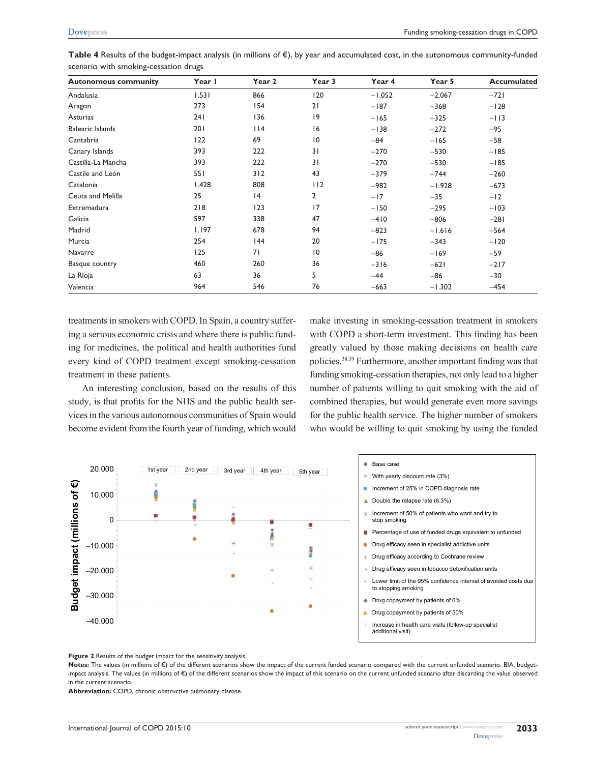**Table 4** Results of the budget-impact analysis (in millions of €), by year and accumulated cost, in the autonomous community-funded scenario with smoking-cessation drugs

| Autonomous community | Year 1 | Year 2 | Year 3 | Year 4 | Year 5 | Accumulated |
|---|---|---|---|---|---|---|
| Andalusia | 1.531 | 866 | 120 | −1.052 | −2.067 | −721 |
| Aragon | 273 | 154 | 21 | −187 | −368 | −128 |
| Asturias | 241 | 136 | 19 | −165 | −325 | −113 |
| Balearic Islands | 201 | 114 | 16 | −138 | −272 | −95 |
| Cantabria | 122 | 69 | 10 | −84 | −165 | −58 |
| Canary Islands | 393 | 222 | 31 | −270 | −530 | −185 |
| Castilla-La Mancha | 393 | 222 | 31 | −270 | −530 | −185 |
| Castile and León | 551 | 312 | 43 | −379 | −744 | −260 |
| Catalonia | 1.428 | 808 | 112 | −982 | −1.928 | −673 |
| Ceuta and Melilla | 25 | 14 | 2 | −17 | −35 | −12 |
| Extremadura | 218 | 123 | 17 | −150 | −295 | −103 |
| Galicia | 597 | 338 | 47 | −410 | −806 | −281 |
| Madrid | 1.197 | 678 | 94 | −823 | −1.616 | −564 |
| Murcia | 254 | 144 | 20 | −175 | −343 | −120 |
| Navarre | 125 | 71 | 10 | −86 | −169 | −59 |
| Basque country | 460 | 260 | 36 | −316 | −621 | −217 |
| La Rioja | 63 | 36 | 5 | −44 | −86 | −30 |
| Valencia | 964 | 546 | 76 | −663 | −1.302 | −454 |

treatments in smokers with COPD. In Spain, a country suffering a serious economic crisis and where there is public funding for medicines, the political and health authorities fund every kind of COPD treatment except smoking-cessation treatment in these patients.

An interesting conclusion, based on the results of this study, is that profits for the NHS and the public health services in the various autonomous communities of Spain would become evident from the fourth year of funding, which would make investing in smoking-cessation treatment in smokers with COPD a short-term investment. This finding has been greatly valued by those making decisions on health care policies.[38,39] Furthermore, another important finding was that funding smoking-cessation therapies, not only lead to a higher number of patients willing to quit smoking with the aid of combined therapies, but would generate even more savings for the public health service. The higher number of smokers who would be willing to quit smoking by using the funded

**Figure 2** Results of the budget impact for the sensitivity analysis.

**Notes:** The values (in millions of €) of the different scenarios show the impact of the current funded scenario compared with the current unfunded scenario. BIA, budget-impact analysis. The values (in millions of €) of the different scenarios show the impact of this scenario on the current unfunded scenario after discarding the value observed in the current scenario.

**Abbreviation:** COPD, chronic obstructive pulmonary disease.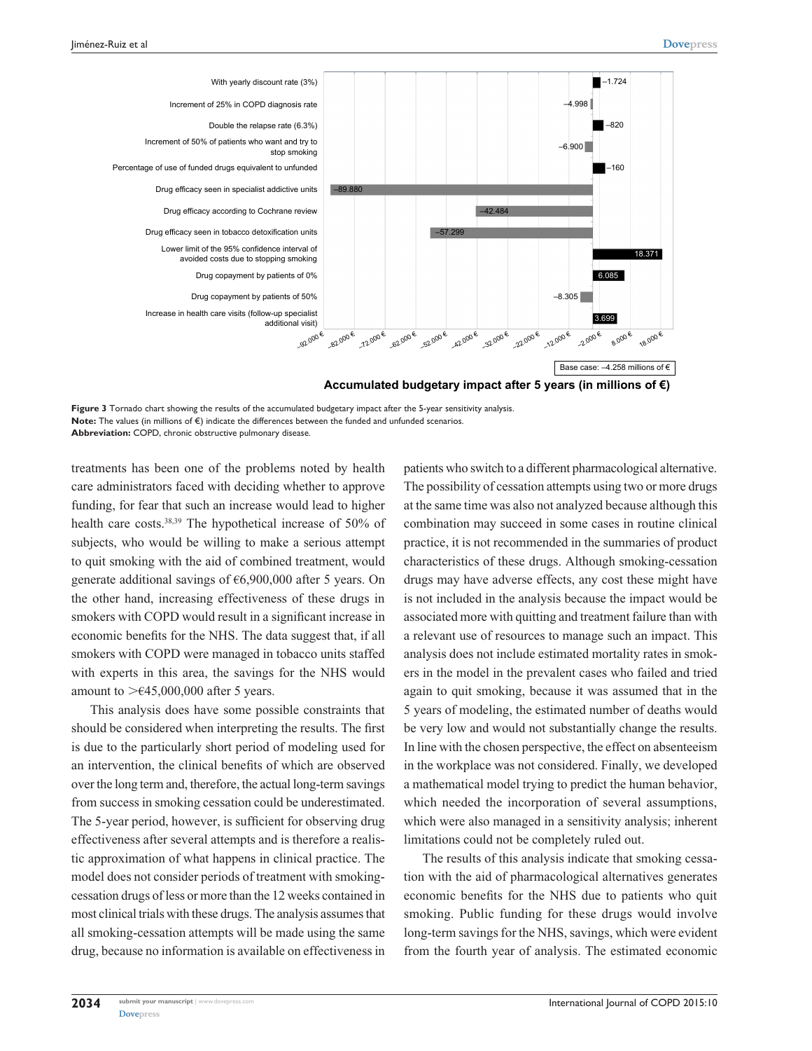**Figure 3** Tornado chart showing the results of the accumulated budgetary impact after the 5-year sensitivity analysis.
**Note:** The values (in millions of €) indicate the differences between the funded and unfunded scenarios.
**Abbreviation:** COPD, chronic obstructive pulmonary disease.

treatments has been one of the problems noted by health care administrators faced with deciding whether to approve funding, for fear that such an increase would lead to higher health care costs.[38,39] The hypothetical increase of 50% of subjects, who would be willing to make a serious attempt to quit smoking with the aid of combined treatment, would generate additional savings of €6,900,000 after 5 years. On the other hand, increasing effectiveness of these drugs in smokers with COPD would result in a significant increase in economic benefits for the NHS. The data suggest that, if all smokers with COPD were managed in tobacco units staffed with experts in this area, the savings for the NHS would amount to >€45,000,000 after 5 years.

This analysis does have some possible constraints that should be considered when interpreting the results. The first is due to the particularly short period of modeling used for an intervention, the clinical benefits of which are observed over the long term and, therefore, the actual long-term savings from success in smoking cessation could be underestimated. The 5-year period, however, is sufficient for observing drug effectiveness after several attempts and is therefore a realistic approximation of what happens in clinical practice. The model does not consider periods of treatment with smoking-cessation drugs of less or more than the 12 weeks contained in most clinical trials with these drugs. The analysis assumes that all smoking-cessation attempts will be made using the same drug, because no information is available on effectiveness in patients who switch to a different pharmacological alternative. The possibility of cessation attempts using two or more drugs at the same time was also not analyzed because although this combination may succeed in some cases in routine clinical practice, it is not recommended in the summaries of product characteristics of these drugs. Although smoking-cessation drugs may have adverse effects, any cost these might have is not included in the analysis because the impact would be associated more with quitting and treatment failure than with a relevant use of resources to manage such an impact. This analysis does not include estimated mortality rates in smokers in the model in the prevalent cases who failed and tried again to quit smoking, because it was assumed that in the 5 years of modeling, the estimated number of deaths would be very low and would not substantially change the results. In line with the chosen perspective, the effect on absenteeism in the workplace was not considered. Finally, we developed a mathematical model trying to predict the human behavior, which needed the incorporation of several assumptions, which were also managed in a sensitivity analysis; inherent limitations could not be completely ruled out.

The results of this analysis indicate that smoking cessation with the aid of pharmacological alternatives generates economic benefits for the NHS due to patients who quit smoking. Public funding for these drugs would involve long-term savings for the NHS, savings, which were evident from the fourth year of analysis. The estimated economic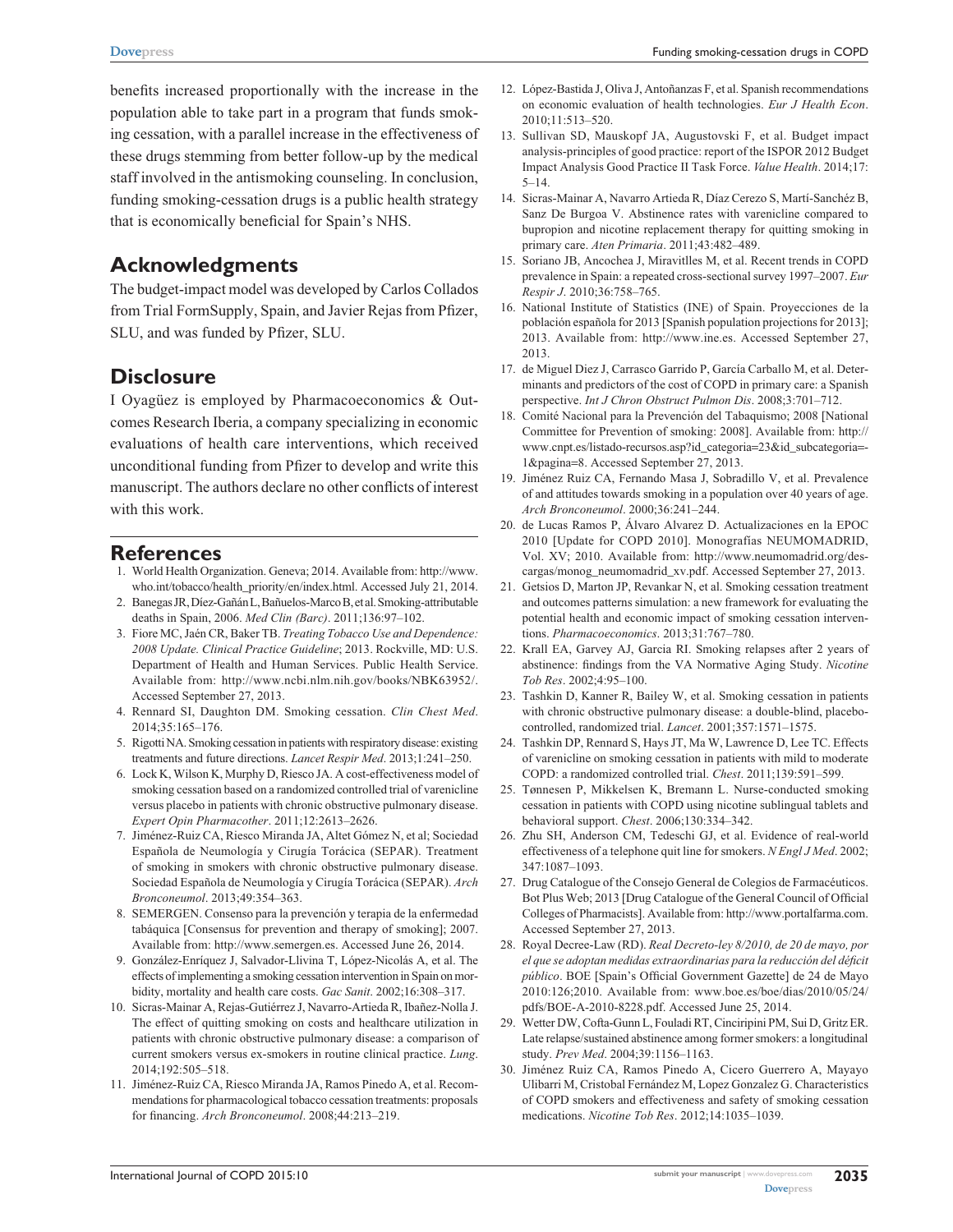benefits increased proportionally with the increase in the population able to take part in a program that funds smoking cessation, with a parallel increase in the effectiveness of these drugs stemming from better follow-up by the medical staff involved in the antismoking counseling. In conclusion, funding smoking-cessation drugs is a public health strategy that is economically beneficial for Spain's NHS.

## Acknowledgments

The budget-impact model was developed by Carlos Collados from Trial FormSupply, Spain, and Javier Rejas from Pfizer, SLU, and was funded by Pfizer, SLU.

## Disclosure

I Oyagüez is employed by Pharmacoeconomics & Outcomes Research Iberia, a company specializing in economic evaluations of health care interventions, which received unconditional funding from Pfizer to develop and write this manuscript. The authors declare no other conflicts of interest with this work.

## References

1. World Health Organization. Geneva; 2014. Available from: http://www.who.int/tobacco/health_priority/en/index.html. Accessed July 21, 2014.
2. Banegas JR, Díez-Gañán L, Bañuelos-Marco B, et al. Smoking-attributable deaths in Spain, 2006. *Med Clin (Barc)*. 2011;136:97–102.
3. Fiore MC, Jaén CR, Baker TB. *Treating Tobacco Use and Dependence: 2008 Update. Clinical Practice Guideline*; 2013. Rockville, MD: U.S. Department of Health and Human Services. Public Health Service. Available from: http://www.ncbi.nlm.nih.gov/books/NBK63952/. Accessed September 27, 2013.
4. Rennard SI, Daughton DM. Smoking cessation. *Clin Chest Med*. 2014;35:165–176.
5. Rigotti NA. Smoking cessation in patients with respiratory disease: existing treatments and future directions. *Lancet Respir Med*. 2013;1:241–250.
6. Lock K, Wilson K, Murphy D, Riesco JA. A cost-effectiveness model of smoking cessation based on a randomized controlled trial of varenicline versus placebo in patients with chronic obstructive pulmonary disease. *Expert Opin Pharmacother*. 2011;12:2613–2626.
7. Jiménez-Ruiz CA, Riesco Miranda JA, Altet Gómez N, et al; Sociedad Española de Neumología y Cirugía Torácica (SEPAR). Treatment of smoking in smokers with chronic obstructive pulmonary disease. Sociedad Española de Neumología y Cirugía Torácica (SEPAR). *Arch Bronconeumol*. 2013;49:354–363.
8. SEMERGEN. Consenso para la prevención y terapia de la enfermedad tabáquica [Consensus for prevention and therapy of smoking]; 2007. Available from: http://www.semergen.es. Accessed June 26, 2014.
9. González-Enríquez J, Salvador-Llivina T, López-Nicolás A, et al. The effects of implementing a smoking cessation intervention in Spain on morbidity, mortality and health care costs. *Gac Sanit*. 2002;16:308–317.
10. Sicras-Mainar A, Rejas-Gutiérrez J, Navarro-Artieda R, Ibañez-Nolla J. The effect of quitting smoking on costs and healthcare utilization in patients with chronic obstructive pulmonary disease: a comparison of current smokers versus ex-smokers in routine clinical practice. *Lung*. 2014;192:505–518.
11. Jiménez-Ruiz CA, Riesco Miranda JA, Ramos Pinedo A, et al. Recommendations for pharmacological tobacco cessation treatments: proposals for financing. *Arch Bronconeumol*. 2008;44:213–219.
12. López-Bastida J, Oliva J, Antoñanzas F, et al. Spanish recommendations on economic evaluation of health technologies. *Eur J Health Econ*. 2010;11:513–520.
13. Sullivan SD, Mauskopf JA, Augustovski F, et al. Budget impact analysis-principles of good practice: report of the ISPOR 2012 Budget Impact Analysis Good Practice II Task Force. *Value Health*. 2014;17:5–14.
14. Sicras-Mainar A, Navarro Artieda R, Díaz Cerezo S, Martí-Sanchéz B, Sanz De Burgoa V. Abstinence rates with varenicline compared to bupropion and nicotine replacement therapy for quitting smoking in primary care. *Aten Primaria*. 2011;43:482–489.
15. Soriano JB, Ancochea J, Miravitlles M, et al. Recent trends in COPD prevalence in Spain: a repeated cross-sectional survey 1997–2007. *Eur Respir J*. 2010;36:758–765.
16. National Institute of Statistics (INE) of Spain. Proyecciones de la población española for 2013 [Spanish population projections for 2013]; 2013. Available from: http://www.ine.es. Accessed September 27, 2013.
17. de Miguel Diez J, Carrasco Garrido P, García Carballo M, et al. Determinants and predictors of the cost of COPD in primary care: a Spanish perspective. *Int J Chron Obstruct Pulmon Dis*. 2008;3:701–712.
18. Comité Nacional para la Prevención del Tabaquismo; 2008 [National Committee for Prevention of smoking: 2008]. Available from: http://www.cnpt.es/listado-recursos.asp?id_categoria=23&id_subcategoria=-1&pagina=8. Accessed September 27, 2013.
19. Jiménez Ruiz CA, Fernando Masa J, Sobradillo V, et al. Prevalence of and attitudes towards smoking in a population over 40 years of age. *Arch Bronconeumol*. 2000;36:241–244.
20. de Lucas Ramos P, Álvaro Alvarez D. Actualizaciones en la EPOC 2010 [Update for COPD 2010]. Monografías NEUMOMADRID, Vol. XV; 2010. Available from: http://www.neumomadrid.org/descargas/monog_neumomadrid_xv.pdf. Accessed September 27, 2013.
21. Getsios D, Marton JP, Revankar N, et al. Smoking cessation treatment and outcomes patterns simulation: a new framework for evaluating the potential health and economic impact of smoking cessation interventions. *Pharmacoeconomics*. 2013;31:767–780.
22. Krall EA, Garvey AJ, Garcia RI. Smoking relapses after 2 years of abstinence: findings from the VA Normative Aging Study. *Nicotine Tob Res*. 2002;4:95–100.
23. Tashkin D, Kanner R, Bailey W, et al. Smoking cessation in patients with chronic obstructive pulmonary disease: a double-blind, placebo-controlled, randomized trial. *Lancet*. 2001;357:1571–1575.
24. Tashkin DP, Rennard S, Hays JT, Ma W, Lawrence D, Lee TC. Effects of varenicline on smoking cessation in patients with mild to moderate COPD: a randomized controlled trial. *Chest*. 2011;139:591–599.
25. Tønnesen P, Mikkelsen K, Bremann L. Nurse-conducted smoking cessation in patients with COPD using nicotine sublingual tablets and behavioral support. *Chest*. 2006;130:334–342.
26. Zhu SH, Anderson CM, Tedeschi GJ, et al. Evidence of real-world effectiveness of a telephone quit line for smokers. *N Engl J Med*. 2002;347:1087–1093.
27. Drug Catalogue of the Consejo General de Colegios de Farmacéuticos. Bot Plus Web; 2013 [Drug Catalogue of the General Council of Official Colleges of Pharmacists]. Available from: http://www.portalfarma.com. Accessed September 27, 2013.
28. Royal Decree-Law (RD). *Real Decreto-ley 8/2010, de 20 de mayo, por el que se adoptan medidas extraordinarias para la reducción del déficit público*. BOE [Spain's Official Government Gazette] de 24 de Mayo 2010:126;2010. Available from: www.boe.es/boe/dias/2010/05/24/pdfs/BOE-A-2010-8228.pdf. Accessed June 25, 2014.
29. Wetter DW, Cofta-Gunn L, Fouladi RT, Cinciripini PM, Sui D, Gritz ER. Late relapse/sustained abstinence among former smokers: a longitudinal study. *Prev Med*. 2004;39:1156–1163.
30. Jiménez Ruiz CA, Ramos Pinedo A, Cicero Guerrero A, Mayayo Ulibarri M, Cristobal Fernández M, Lopez Gonzalez G. Characteristics of COPD smokers and effectiveness and safety of smoking cessation medications. *Nicotine Tob Res*. 2012;14:1035–1039.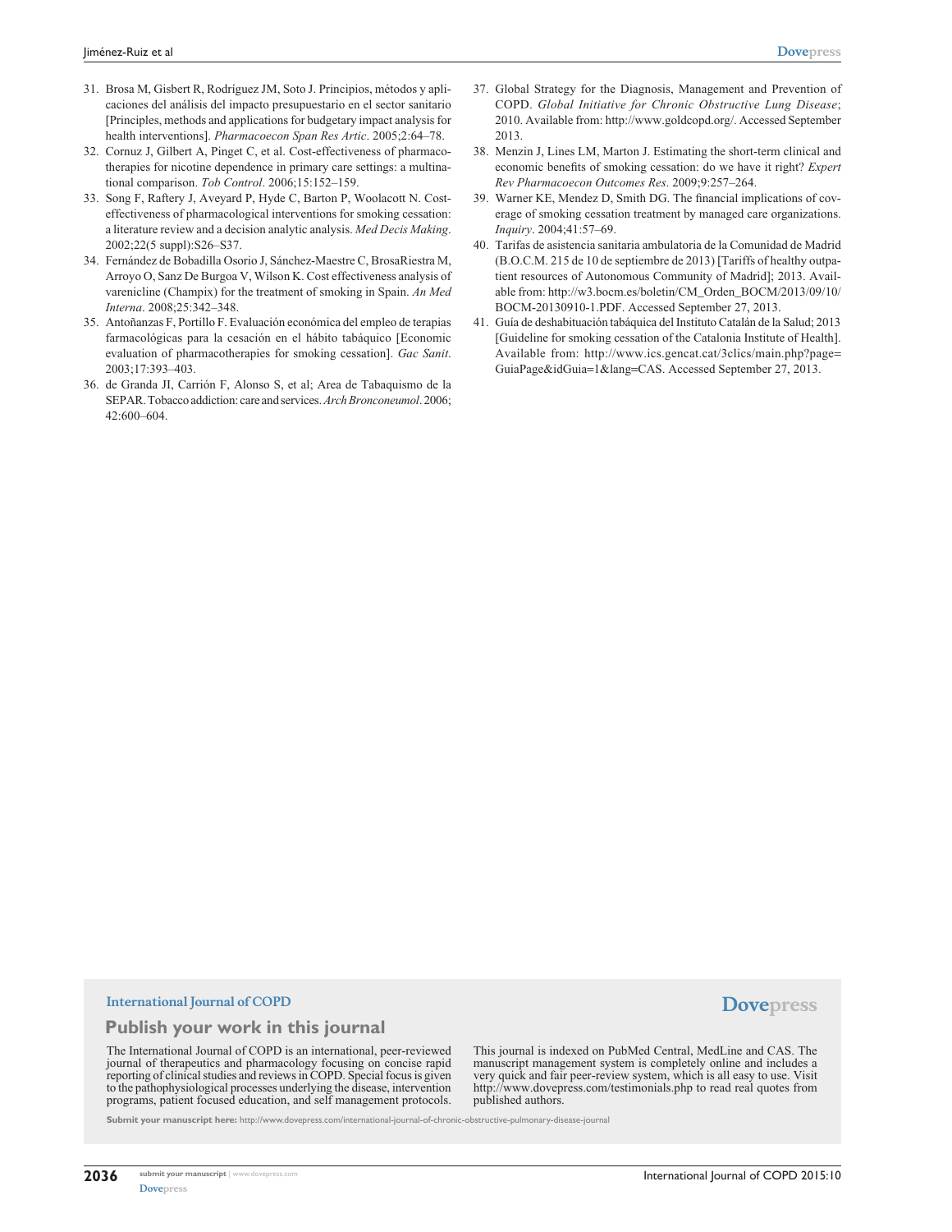31. Brosa M, Gisbert R, Rodríguez JM, Soto J. Principios, métodos y aplicaciones del análisis del impacto presupuestario en el sector sanitario [Principles, methods and applications for budgetary impact analysis for health interventions]. *Pharmacoecon Span Res Artic*. 2005;2:64–78.
32. Cornuz J, Gilbert A, Pinget C, et al. Cost-effectiveness of pharmacotherapies for nicotine dependence in primary care settings: a multinational comparison. *Tob Control*. 2006;15:152–159.
33. Song F, Raftery J, Aveyard P, Hyde C, Barton P, Woolacott N. Cost-effectiveness of pharmacological interventions for smoking cessation: a literature review and a decision analytic analysis. *Med Decis Making*. 2002;22(5 suppl):S26–S37.
34. Fernández de Bobadilla Osorio J, Sánchez-Maestre C, BrosaRiestra M, Arroyo O, Sanz De Burgoa V, Wilson K. Cost effectiveness analysis of varenicline (Champix) for the treatment of smoking in Spain. *An Med Interna*. 2008;25:342–348.
35. Antoñanzas F, Portillo F. Evaluación económica del empleo de terapias farmacológicas para la cesación en el hábito tabáquico [Economic evaluation of pharmacotherapies for smoking cessation]. *Gac Sanit*. 2003;17:393–403.
36. de Granda JI, Carrión F, Alonso S, et al; Area de Tabaquismo de la SEPAR. Tobacco addiction: care and services. *Arch Bronconeumol*. 2006; 42:600–604.
37. Global Strategy for the Diagnosis, Management and Prevention of COPD. *Global Initiative for Chronic Obstructive Lung Disease*; 2010. Available from: http://www.goldcopd.org/. Accessed September 2013.
38. Menzin J, Lines LM, Marton J. Estimating the short-term clinical and economic benefits of smoking cessation: do we have it right? *Expert Rev Pharmacoecon Outcomes Res*. 2009;9:257–264.
39. Warner KE, Mendez D, Smith DG. The financial implications of coverage of smoking cessation treatment by managed care organizations. *Inquiry*. 2004;41:57–69.
40. Tarifas de asistencia sanitaria ambulatoria de la Comunidad de Madrid (B.O.C.M. 215 de 10 de septiembre de 2013) [Tariffs of healthy outpatient resources of Autonomous Community of Madrid]; 2013. Available from: http://w3.bocm.es/boletin/CM_Orden_BOCM/2013/09/10/BOCM-20130910-1.PDF. Accessed September 27, 2013.
41. Guía de deshabituación tabáquica del Instituto Catalán de la Salud; 2013 [Guideline for smoking cessation of the Catalonia Institute of Health]. Available from: http://www.ics.gencat.cat/3clics/main.php?page=GuiaPage&idGuia=1&lang=CAS. Accessed September 27, 2013.

**International Journal of COPD**

## Publish your work in this journal

The International Journal of COPD is an international, peer-reviewed journal of therapeutics and pharmacology focusing on concise rapid reporting of clinical studies and reviews in COPD. Special focus is given to the pathophysiological processes underlying the disease, intervention programs, patient focused education, and self management protocols. This journal is indexed on PubMed Central, MedLine and CAS. The manuscript management system is completely online and includes a very quick and fair peer-review system, which is all easy to use. Visit http://www.dovepress.com/testimonials.php to read real quotes from published authors.

**Submit your manuscript here:** http://www.dovepress.com/international-journal-of-chronic-obstructive-pulmonary-disease-journal